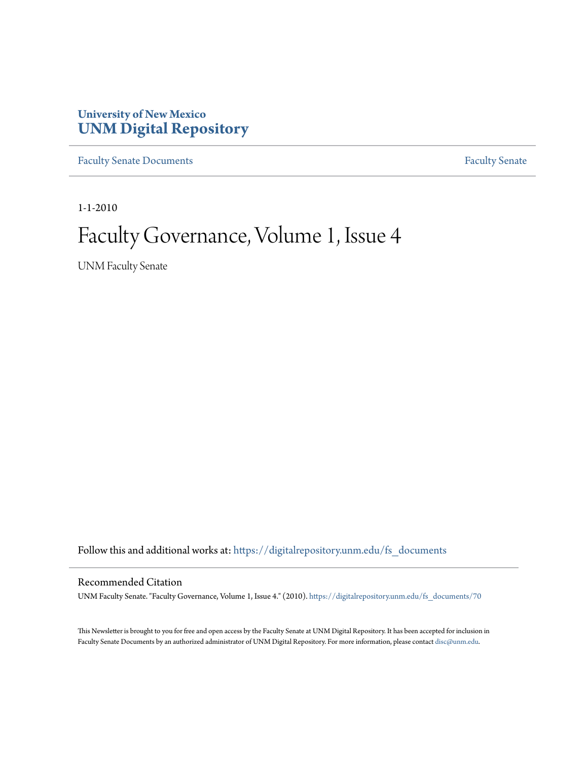University of New Mexico
**UNM Digital Repository**

Faculty Senate Documents

Faculty Senate

1-1-2010

# Faculty Governance, Volume 1, Issue 4

UNM Faculty Senate

Follow this and additional works at: https://digitalrepository.unm.edu/fs_documents

## Recommended Citation

UNM Faculty Senate. "Faculty Governance, Volume 1, Issue 4." (2010). https://digitalrepository.unm.edu/fs_documents/70

This Newsletter is brought to you for free and open access by the Faculty Senate at UNM Digital Repository. It has been accepted for inclusion in Faculty Senate Documents by an authorized administrator of UNM Digital Repository. For more information, please contact disc@unm.edu.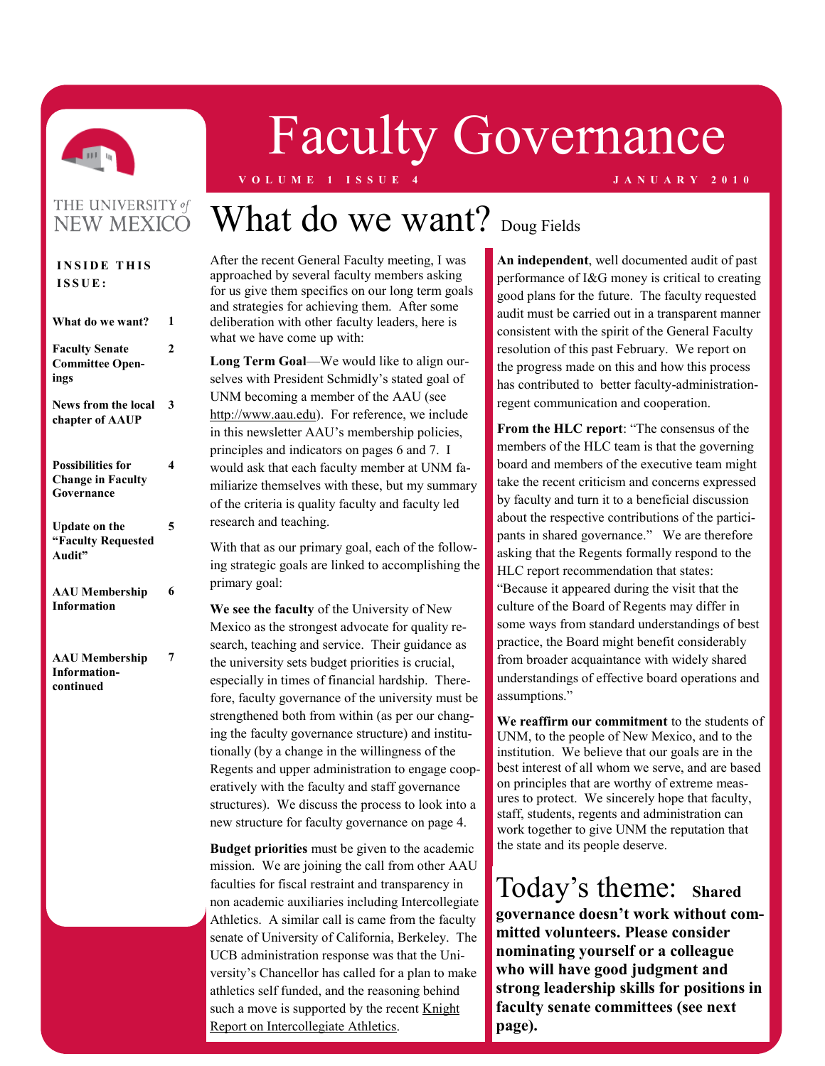# Faculty Governance

VOLUME 1 ISSUE 4 JANUARY 2010

THE UNIVERSITY of NEW MEXICO

**INSIDE THIS ISSUE:**

| | |
|---|---|
| **What do we want?** | **1** |
| **Faculty Senate Committee Openings** | **2** |
| **News from the local chapter of AAUP** | **3** |
| **Possibilities for Change in Faculty Governance** | **4** |
| **Update on the "Faculty Requested Audit"** | **5** |
| **AAU Membership Information** | **6** |
| **AAU Membership Information-continued** | **7** |

## What do we want? Doug Fields

After the recent General Faculty meeting, I was approached by several faculty members asking for us give them specifics on our long term goals and strategies for achieving them. After some deliberation with other faculty leaders, here is what we have come up with:

**Long Term Goal**—We would like to align ourselves with President Schmidly's stated goal of UNM becoming a member of the AAU (see http://www.aau.edu). For reference, we include in this newsletter AAU's membership policies, principles and indicators on pages 6 and 7. I would ask that each faculty member at UNM familiarize themselves with these, but my summary of the criteria is quality faculty and faculty led research and teaching.

With that as our primary goal, each of the following strategic goals are linked to accomplishing the primary goal:

**We see the faculty** of the University of New Mexico as the strongest advocate for quality research, teaching and service. Their guidance as the university sets budget priorities is crucial, especially in times of financial hardship. Therefore, faculty governance of the university must be strengthened both from within (as per our changing the faculty governance structure) and institutionally (by a change in the willingness of the Regents and upper administration to engage cooperatively with the faculty and staff governance structures). We discuss the process to look into a new structure for faculty governance on page 4.

**Budget priorities** must be given to the academic mission. We are joining the call from other AAU faculties for fiscal restraint and transparency in non academic auxiliaries including Intercollegiate Athletics. A similar call is came from the faculty senate of University of California, Berkeley. The UCB administration response was that the University's Chancellor has called for a plan to make athletics self funded, and the reasoning behind such a move is supported by the recent Knight Report on Intercollegiate Athletics.

**An independent**, well documented audit of past performance of I&G money is critical to creating good plans for the future. The faculty requested audit must be carried out in a transparent manner consistent with the spirit of the General Faculty resolution of this past February. We report on the progress made on this and how this process has contributed to better faculty-administration-regent communication and cooperation.

**From the HLC report**: "The consensus of the members of the HLC team is that the governing board and members of the executive team might take the recent criticism and concerns expressed by faculty and turn it to a beneficial discussion about the respective contributions of the participants in shared governance." We are therefore asking that the Regents formally respond to the HLC report recommendation that states: "Because it appeared during the visit that the culture of the Board of Regents may differ in some ways from standard understandings of best practice, the Board might benefit considerably from broader acquaintance with widely shared understandings of effective board operations and assumptions."

**We reaffirm our commitment** to the students of UNM, to the people of New Mexico, and to the institution. We believe that our goals are in the best interest of all whom we serve, and are based on principles that are worthy of extreme measures to protect. We sincerely hope that faculty, staff, students, regents and administration can work together to give UNM the reputation that the state and its people deserve.

## Today's theme: **Shared governance doesn't work without committed volunteers. Please consider nominating yourself or a colleague who will have good judgment and strong leadership skills for positions in faculty senate committees (see next page).**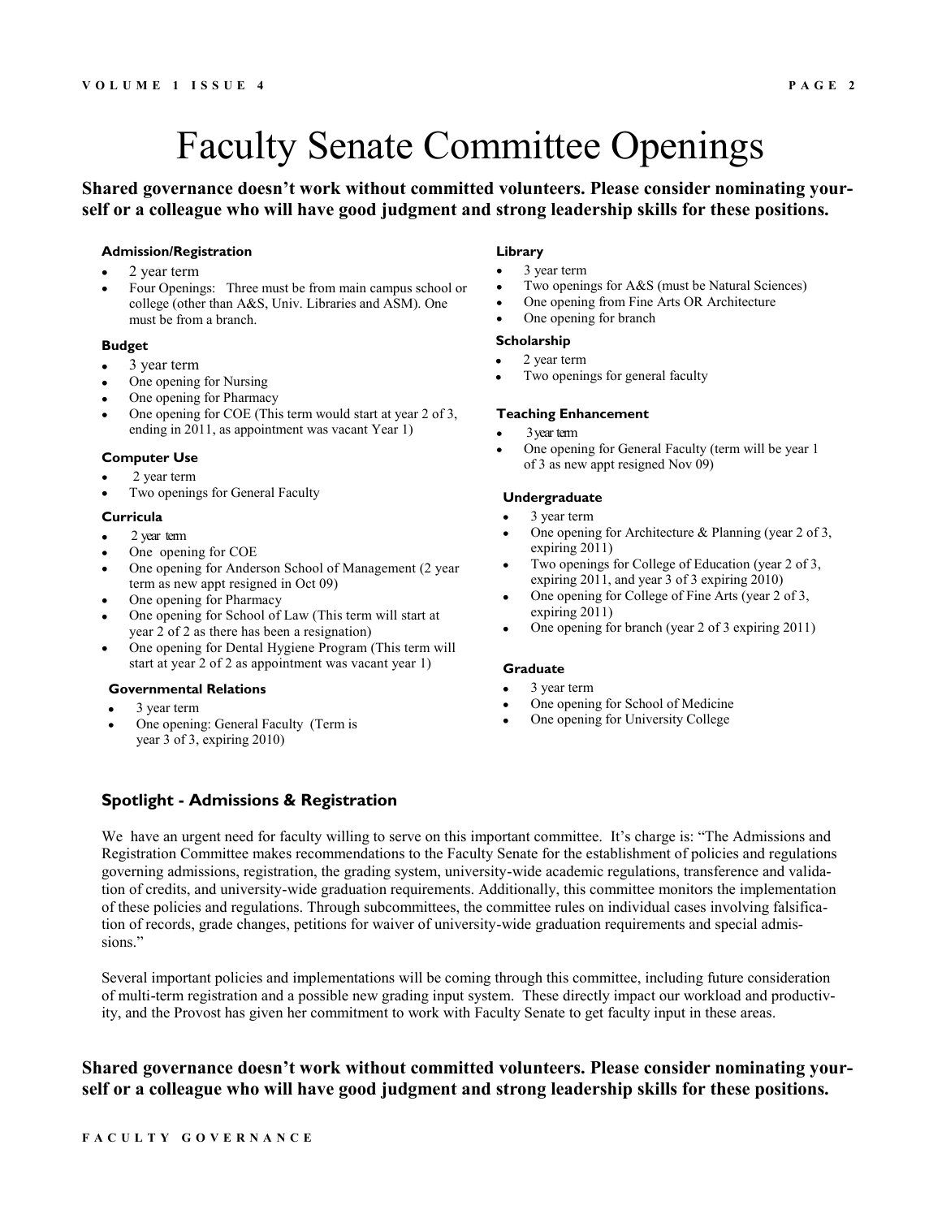# Faculty Senate Committee Openings

**Shared governance doesn't work without committed volunteers. Please consider nominating yourself or a colleague who will have good judgment and strong leadership skills for these positions.**

### Admission/Registration

- 2 year term
- Four Openings: Three must be from main campus school or college (other than A&S, Univ. Libraries and ASM). One must be from a branch.

### Budget

- 3 year term
- One opening for Nursing
- One opening for Pharmacy
- One opening for COE (This term would start at year 2 of 3, ending in 2011, as appointment was vacant Year 1)

### Computer Use

- 2 year term
- Two openings for General Faculty

### Curricula

- 2 year term
- One opening for COE
- One opening for Anderson School of Management (2 year term as new appt resigned in Oct 09)
- One opening for Pharmacy
- One opening for School of Law (This term will start at year 2 of 2 as there has been a resignation)
- One opening for Dental Hygiene Program (This term will start at year 2 of 2 as appointment was vacant year 1)

### Governmental Relations

- 3 year term
- One opening: General Faculty (Term is year 3 of 3, expiring 2010)

### Library

- 3 year term
- Two openings for A&S (must be Natural Sciences)
- One opening from Fine Arts OR Architecture
- One opening for branch

### Scholarship

- 2 year term
- Two openings for general faculty

### Teaching Enhancement

- 3 year term
- One opening for General Faculty (term will be year 1 of 3 as new appt resigned Nov 09)

### Undergraduate

- 3 year term
- One opening for Architecture & Planning (year 2 of 3, expiring 2011)
- Two openings for College of Education (year 2 of 3, expiring 2011, and year 3 of 3 expiring 2010)
- One opening for College of Fine Arts (year 2 of 3, expiring 2011)
- One opening for branch (year 2 of 3 expiring 2011)

### Graduate

- 3 year term
- One opening for School of Medicine
- One opening for University College

## Spotlight - Admissions & Registration

We have an urgent need for faculty willing to serve on this important committee. It's charge is: "The Admissions and Registration Committee makes recommendations to the Faculty Senate for the establishment of policies and regulations governing admissions, registration, the grading system, university-wide academic regulations, transference and validation of credits, and university-wide graduation requirements. Additionally, this committee monitors the implementation of these policies and regulations. Through subcommittees, the committee rules on individual cases involving falsification of records, grade changes, petitions for waiver of university-wide graduation requirements and special admissions."

Several important policies and implementations will be coming through this committee, including future consideration of multi-term registration and a possible new grading input system. These directly impact our workload and productivity, and the Provost has given her commitment to work with Faculty Senate to get faculty input in these areas.

**Shared governance doesn't work without committed volunteers. Please consider nominating yourself or a colleague who will have good judgment and strong leadership skills for these positions.**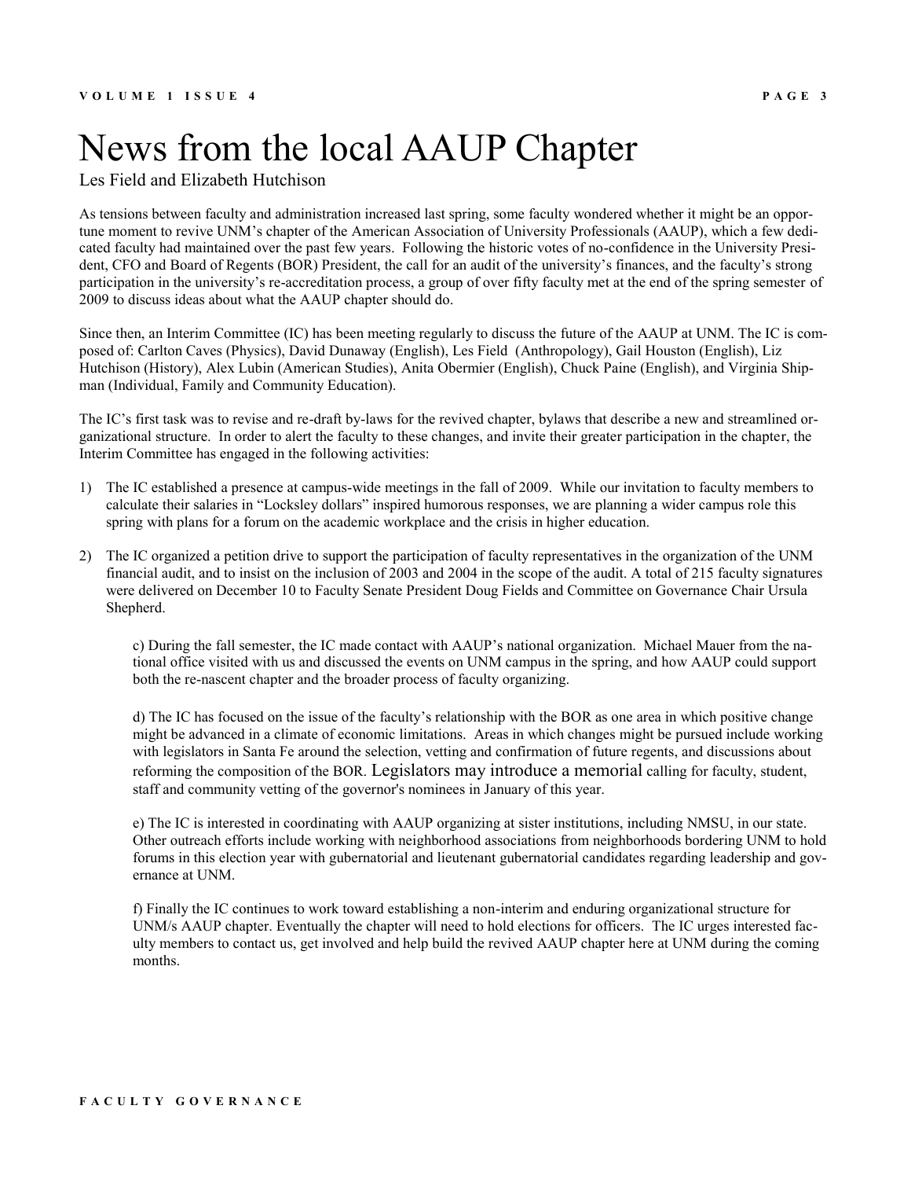# News from the local AAUP Chapter

Les Field and Elizabeth Hutchison

As tensions between faculty and administration increased last spring, some faculty wondered whether it might be an opportune moment to revive UNM's chapter of the American Association of University Professionals (AAUP), which a few dedicated faculty had maintained over the past few years. Following the historic votes of no-confidence in the University President, CFO and Board of Regents (BOR) President, the call for an audit of the university's finances, and the faculty's strong participation in the university's re-accreditation process, a group of over fifty faculty met at the end of the spring semester of 2009 to discuss ideas about what the AAUP chapter should do.

Since then, an Interim Committee (IC) has been meeting regularly to discuss the future of the AAUP at UNM. The IC is composed of: Carlton Caves (Physics), David Dunaway (English), Les Field (Anthropology), Gail Houston (English), Liz Hutchison (History), Alex Lubin (American Studies), Anita Obermier (English), Chuck Paine (English), and Virginia Shipman (Individual, Family and Community Education).

The IC's first task was to revise and re-draft by-laws for the revived chapter, bylaws that describe a new and streamlined organizational structure. In order to alert the faculty to these changes, and invite their greater participation in the chapter, the Interim Committee has engaged in the following activities:

1) The IC established a presence at campus-wide meetings in the fall of 2009. While our invitation to faculty members to calculate their salaries in "Locksley dollars" inspired humorous responses, we are planning a wider campus role this spring with plans for a forum on the academic workplace and the crisis in higher education.

2) The IC organized a petition drive to support the participation of faculty representatives in the organization of the UNM financial audit, and to insist on the inclusion of 2003 and 2004 in the scope of the audit. A total of 215 faculty signatures were delivered on December 10 to Faculty Senate President Doug Fields and Committee on Governance Chair Ursula Shepherd.

c) During the fall semester, the IC made contact with AAUP's national organization. Michael Mauer from the national office visited with us and discussed the events on UNM campus in the spring, and how AAUP could support both the re-nascent chapter and the broader process of faculty organizing.

d) The IC has focused on the issue of the faculty's relationship with the BOR as one area in which positive change might be advanced in a climate of economic limitations. Areas in which changes might be pursued include working with legislators in Santa Fe around the selection, vetting and confirmation of future regents, and discussions about reforming the composition of the BOR. Legislators may introduce a memorial calling for faculty, student, staff and community vetting of the governor's nominees in January of this year.

e) The IC is interested in coordinating with AAUP organizing at sister institutions, including NMSU, in our state. Other outreach efforts include working with neighborhood associations from neighborhoods bordering UNM to hold forums in this election year with gubernatorial and lieutenant gubernatorial candidates regarding leadership and governance at UNM.

f) Finally the IC continues to work toward establishing a non-interim and enduring organizational structure for UNM/s AAUP chapter. Eventually the chapter will need to hold elections for officers. The IC urges interested faculty members to contact us, get involved and help build the revived AAUP chapter here at UNM during the coming months.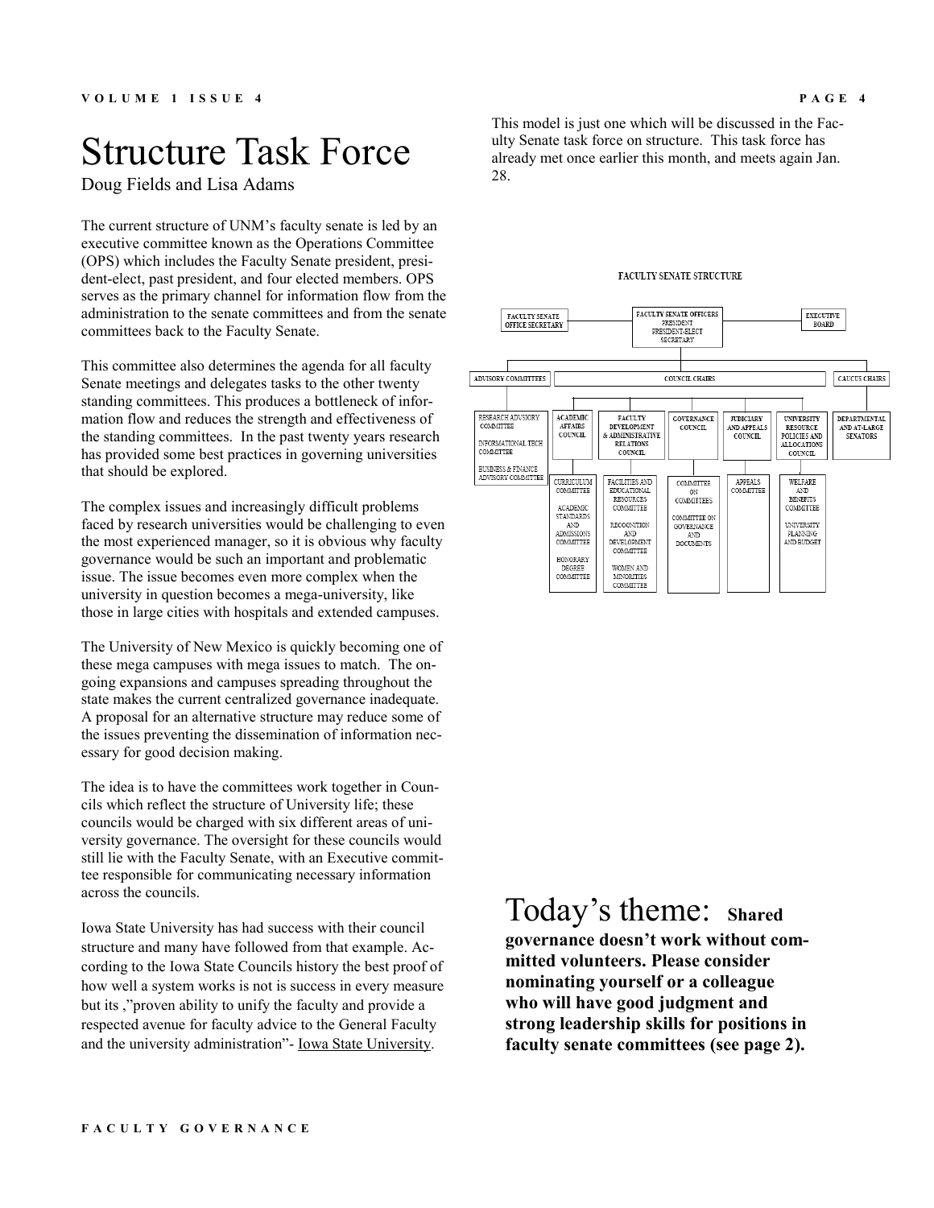// Transcribing the newsletter page into clean Markdown, ...

# Structure Task Force

Doug Fields and Lisa Adams

The current structure of UNM's faculty senate is led by an executive committee known as the Operations Committee (OPS) which includes the Faculty Senate president, president-elect, past president, and four elected members. OPS serves as the primary channel for information flow from the administration to the senate committees and from the senate committees back to the Faculty Senate.

This committee also determines the agenda for all faculty Senate meetings and delegates tasks to the other twenty standing committees. This produces a bottleneck of information flow and reduces the strength and effectiveness of the standing committees. In the past twenty years research has provided some best practices in governing universities that should be explored.

The complex issues and increasingly difficult problems faced by research universities would be challenging to even the most experienced manager, so it is obvious why faculty governance would be such an important and problematic issue. The issue becomes even more complex when the university in question becomes a mega-university, like those in large cities with hospitals and extended campuses.

The University of New Mexico is quickly becoming one of these mega campuses with mega issues to match. The ongoing expansions and campuses spreading throughout the state makes the current centralized governance inadequate. A proposal for an alternative structure may reduce some of the issues preventing the dissemination of information necessary for good decision making.

The idea is to have the committees work together in Councils which reflect the structure of University life; these councils would be charged with six different areas of university governance. The oversight for these councils would still lie with the Faculty Senate, with an Executive committee responsible for communicating necessary information across the councils.

Iowa State University has had success with their council structure and many have followed from that example. According to the Iowa State Councils history the best proof of how well a system works is not is success in every measure but its ,"proven ability to unify the faculty and provide a respected avenue for faculty advice to the General Faculty and the university administration"- Iowa State University.

This model is just one which will be discussed in the Faculty Senate task force on structure. This task force has already met once earlier this month, and meets again Jan. 28.

**FACULTY SENATE STRUCTURE**

- FACULTY SENATE OFFICE SECRETARY
- FACULTY SENATE OFFICERS: PRESIDENT, PRESIDENT-ELECT, SECRETARY
- EXECUTIVE BOARD

- ADVISORY COMMITTEES
  - RESEARCH ADVISORY COMMITTEE
  - INFORMATIONAL TECH COMMITTEE
  - BUSINESS & FINANCE ADVISORY COMMITTEE
- COUNCIL CHAIRS
  - ACADEMIC AFFAIRS COUNCIL
    - CURRICULUM COMMITTEE
    - ACADEMIC STANDARDS AND ADMISSIONS COMMITTEE
    - HONORARY DEGREE COMMITTEE
  - FACULTY DEVELOPMENT & ADMINISTRATIVE RELATIONS COUNCIL
    - FACILITIES AND EDUCATIONAL RESOURCES COMMITTEE
    - RECOGNITION AND DEVELOPMENT COMMITTEE
    - WOMEN AND MINORITIES COMMITTEE
  - GOVERNANCE COUNCIL
    - COMMITTEE ON COMMITTEES
    - COMMITTEE ON GOVERNANCE AND DOCUMENTS
  - JUDICIARY AND APPEALS COUNCIL
    - APPEALS COMMITTEE
  - UNIVERSITY RESOURCE POLICIES AND ALLOCATIONS COUNCIL
    - WELFARE AND BENEFITS COMMITTEE
    - UNIVERSITY PLANNING AND BUDGET
- CAUCUS CHAIRS
  - DEPARTMENTAL AND AT-LARGE SENATORS

## Today's theme: **Shared governance doesn't work without committed volunteers. Please consider nominating yourself or a colleague who will have good judgment and strong leadership skills for positions in faculty senate committees (see page 2).**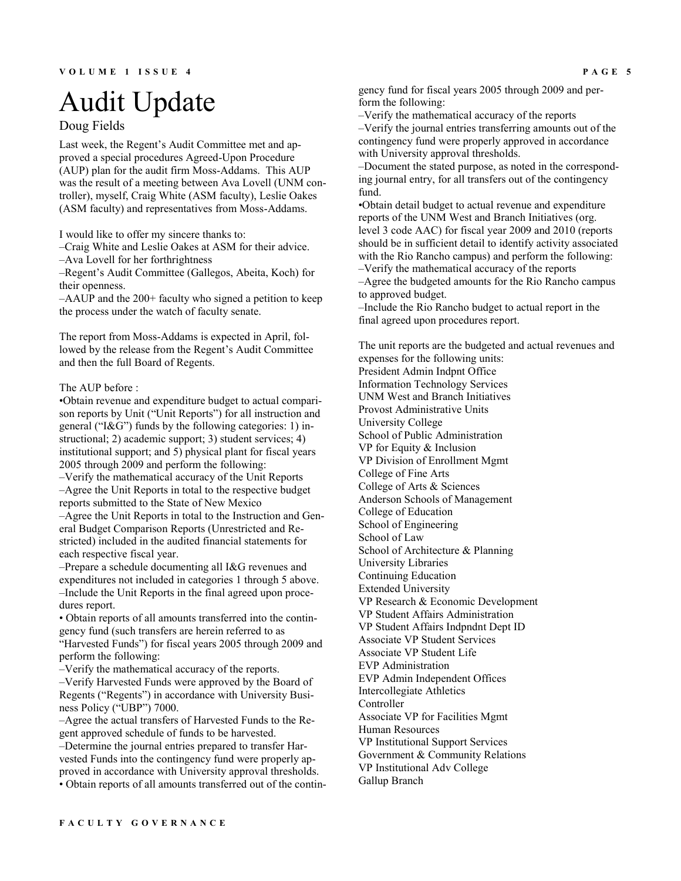# Audit Update

Doug Fields

Last week, the Regent's Audit Committee met and approved a special procedures Agreed-Upon Procedure (AUP) plan for the audit firm Moss-Addams. This AUP was the result of a meeting between Ava Lovell (UNM controller), myself, Craig White (ASM faculty), Leslie Oakes (ASM faculty) and representatives from Moss-Addams.

I would like to offer my sincere thanks to:

–Craig White and Leslie Oakes at ASM for their advice.
–Ava Lovell for her forthrightness
–Regent's Audit Committee (Gallegos, Abeita, Koch) for their openness.
–AAUP and the 200+ faculty who signed a petition to keep the process under the watch of faculty senate.

The report from Moss-Addams is expected in April, followed by the release from the Regent's Audit Committee and then the full Board of Regents.

The AUP before :

•Obtain revenue and expenditure budget to actual comparison reports by Unit ("Unit Reports") for all instruction and general ("I&G") funds by the following categories: 1) instructional; 2) academic support; 3) student services; 4) institutional support; and 5) physical plant for fiscal years 2005 through 2009 and perform the following:
–Verify the mathematical accuracy of the Unit Reports
–Agree the Unit Reports in total to the respective budget reports submitted to the State of New Mexico
–Agree the Unit Reports in total to the Instruction and General Budget Comparison Reports (Unrestricted and Restricted) included in the audited financial statements for each respective fiscal year.
–Prepare a schedule documenting all I&G revenues and expenditures not included in categories 1 through 5 above.
–Include the Unit Reports in the final agreed upon procedures report.

• Obtain reports of all amounts transferred into the contingency fund (such transfers are herein referred to as "Harvested Funds") for fiscal years 2005 through 2009 and perform the following:
–Verify the mathematical accuracy of the reports.
–Verify Harvested Funds were approved by the Board of Regents ("Regents") in accordance with University Business Policy ("UBP") 7000.
–Agree the actual transfers of Harvested Funds to the Regent approved schedule of funds to be harvested.
–Determine the journal entries prepared to transfer Harvested Funds into the contingency fund were properly approved in accordance with University approval thresholds.

• Obtain reports of all amounts transferred out of the contingency fund for fiscal years 2005 through 2009 and perform the following:
–Verify the mathematical accuracy of the reports
–Verify the journal entries transferring amounts out of the contingency fund were properly approved in accordance with University approval thresholds.
–Document the stated purpose, as noted in the corresponding journal entry, for all transfers out of the contingency fund.

•Obtain detail budget to actual revenue and expenditure reports of the UNM West and Branch Initiatives (org. level 3 code AAC) for fiscal year 2009 and 2010 (reports should be in sufficient detail to identify activity associated with the Rio Rancho campus) and perform the following:
–Verify the mathematical accuracy of the reports
–Agree the budgeted amounts for the Rio Rancho campus to approved budget.
–Include the Rio Rancho budget to actual report in the final agreed upon procedures report.

The unit reports are the budgeted and actual revenues and expenses for the following units:

President Admin Indpnt Office
Information Technology Services
UNM West and Branch Initiatives
Provost Administrative Units
University College
School of Public Administration
VP for Equity & Inclusion
VP Division of Enrollment Mgmt
College of Fine Arts
College of Arts & Sciences
Anderson Schools of Management
College of Education
School of Engineering
School of Law
School of Architecture & Planning
University Libraries
Continuing Education
Extended University
VP Research & Economic Development
VP Student Affairs Administration
VP Student Affairs Indpndnt Dept ID
Associate VP Student Services
Associate VP Student Life
EVP Administration
EVP Admin Independent Offices
Intercollegiate Athletics
Controller
Associate VP for Facilities Mgmt
Human Resources
VP Institutional Support Services
Government & Community Relations
VP Institutional Adv College
Gallup Branch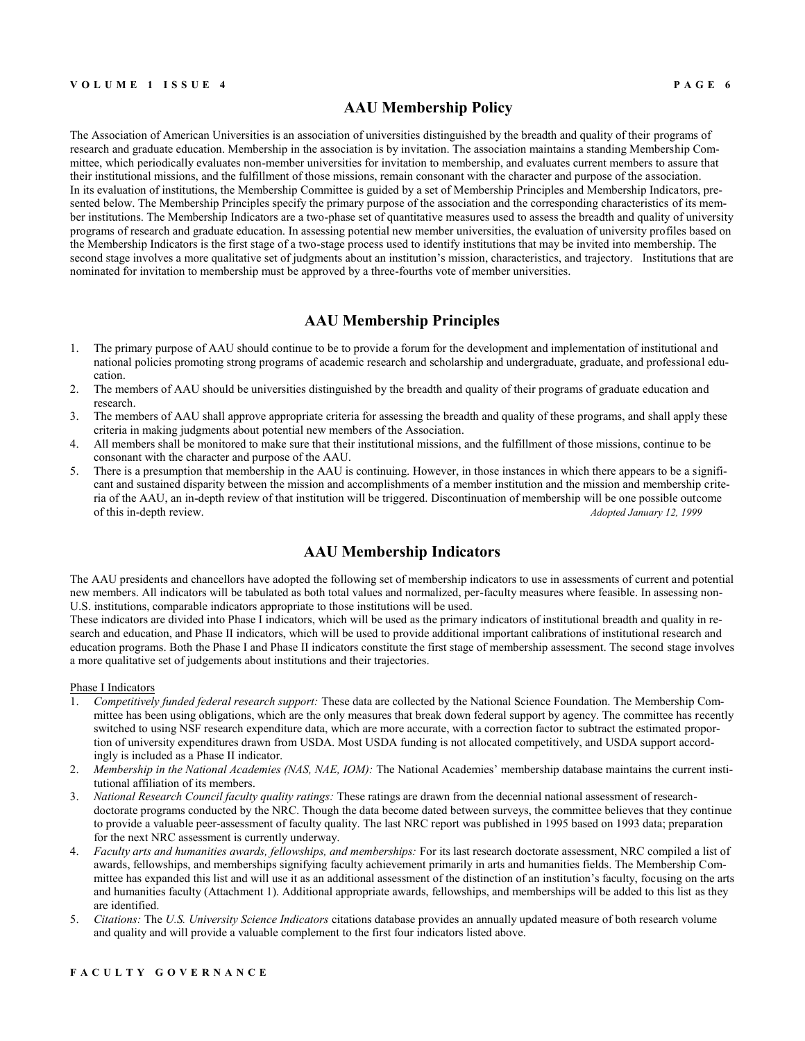## AAU Membership Policy

The Association of American Universities is an association of universities distinguished by the breadth and quality of their programs of research and graduate education. Membership in the association is by invitation. The association maintains a standing Membership Committee, which periodically evaluates non-member universities for invitation to membership, and evaluates current members to assure that their institutional missions, and the fulfillment of those missions, remain consonant with the character and purpose of the association.
In its evaluation of institutions, the Membership Committee is guided by a set of Membership Principles and Membership Indicators, presented below. The Membership Principles specify the primary purpose of the association and the corresponding characteristics of its member institutions. The Membership Indicators are a two-phase set of quantitative measures used to assess the breadth and quality of university programs of research and graduate education. In assessing potential new member universities, the evaluation of university profiles based on the Membership Indicators is the first stage of a two-stage process used to identify institutions that may be invited into membership. The second stage involves a more qualitative set of judgments about an institution's mission, characteristics, and trajectory. Institutions that are nominated for invitation to membership must be approved by a three-fourths vote of member universities.

## AAU Membership Principles

1. The primary purpose of AAU should continue to be to provide a forum for the development and implementation of institutional and national policies promoting strong programs of academic research and scholarship and undergraduate, graduate, and professional education.
2. The members of AAU should be universities distinguished by the breadth and quality of their programs of graduate education and research.
3. The members of AAU shall approve appropriate criteria for assessing the breadth and quality of these programs, and shall apply these criteria in making judgments about potential new members of the Association.
4. All members shall be monitored to make sure that their institutional missions, and the fulfillment of those missions, continue to be consonant with the character and purpose of the AAU.
5. There is a presumption that membership in the AAU is continuing. However, in those instances in which there appears to be a significant and sustained disparity between the mission and accomplishments of a member institution and the mission and membership criteria of the AAU, an in-depth review of that institution will be triggered. Discontinuation of membership will be one possible outcome of this in-depth review.

*Adopted January 12, 1999*

## AAU Membership Indicators

The AAU presidents and chancellors have adopted the following set of membership indicators to use in assessments of current and potential new members. All indicators will be tabulated as both total values and normalized, per-faculty measures where feasible. In assessing non-U.S. institutions, comparable indicators appropriate to those institutions will be used.
These indicators are divided into Phase I indicators, which will be used as the primary indicators of institutional breadth and quality in research and education, and Phase II indicators, which will be used to provide additional important calibrations of institutional research and education programs. Both the Phase I and Phase II indicators constitute the first stage of membership assessment. The second stage involves a more qualitative set of judgements about institutions and their trajectories.

Phase I Indicators

1. *Competitively funded federal research support:* These data are collected by the National Science Foundation. The Membership Committee has been using obligations, which are the only measures that break down federal support by agency. The committee has recently switched to using NSF research expenditure data, which are more accurate, with a correction factor to subtract the estimated proportion of university expenditures drawn from USDA. Most USDA funding is not allocated competitively, and USDA support accordingly is included as a Phase II indicator.
2. *Membership in the National Academies (NAS, NAE, IOM):* The National Academies' membership database maintains the current institutional affiliation of its members.
3. *National Research Council faculty quality ratings:* These ratings are drawn from the decennial national assessment of research-doctorate programs conducted by the NRC. Though the data become dated between surveys, the committee believes that they continue to provide a valuable peer-assessment of faculty quality. The last NRC report was published in 1995 based on 1993 data; preparation for the next NRC assessment is currently underway.
4. *Faculty arts and humanities awards, fellowships, and memberships:* For its last research doctorate assessment, NRC compiled a list of awards, fellowships, and memberships signifying faculty achievement primarily in arts and humanities fields. The Membership Committee has expanded this list and will use it as an additional assessment of the distinction of an institution's faculty, focusing on the arts and humanities faculty (Attachment 1). Additional appropriate awards, fellowships, and memberships will be added to this list as they are identified.
5. *Citations:* The *U.S. University Science Indicators* citations database provides an annually updated measure of both research volume and quality and will provide a valuable complement to the first four indicators listed above.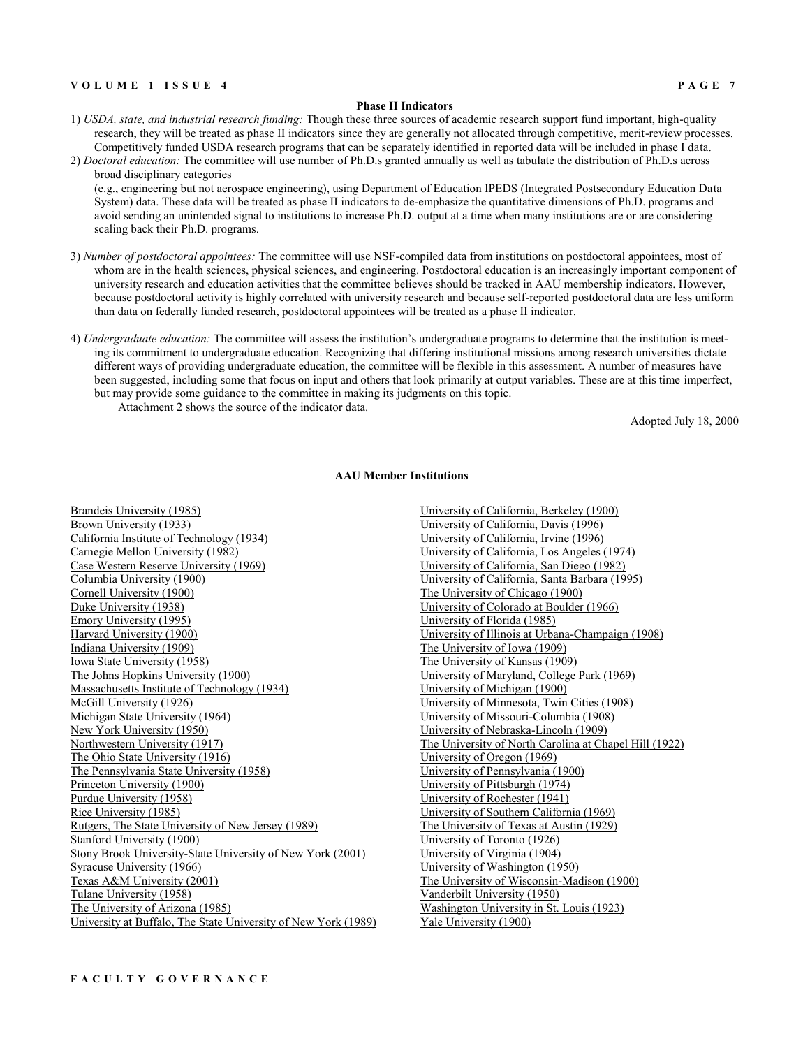**Phase II Indicators**

1) *USDA, state, and industrial research funding:* Though these three sources of academic research support fund important, high-quality research, they will be treated as phase II indicators since they are generally not allocated through competitive, merit-review processes. Competitively funded USDA research programs that can be separately identified in reported data will be included in phase I data.

2) *Doctoral education:* The committee will use number of Ph.D.s granted annually as well as tabulate the distribution of Ph.D.s across broad disciplinary categories
(e.g., engineering but not aerospace engineering), using Department of Education IPEDS (Integrated Postsecondary Education Data System) data. These data will be treated as phase II indicators to de-emphasize the quantitative dimensions of Ph.D. programs and avoid sending an unintended signal to institutions to increase Ph.D. output at a time when many institutions are or are considering scaling back their Ph.D. programs.

3) *Number of postdoctoral appointees:* The committee will use NSF-compiled data from institutions on postdoctoral appointees, most of whom are in the health sciences, physical sciences, and engineering. Postdoctoral education is an increasingly important component of university research and education activities that the committee believes should be tracked in AAU membership indicators. However, because postdoctoral activity is highly correlated with university research and because self-reported postdoctoral data are less uniform than data on federally funded research, postdoctoral appointees will be treated as a phase II indicator.

4) *Undergraduate education:* The committee will assess the institution's undergraduate programs to determine that the institution is meeting its commitment to undergraduate education. Recognizing that differing institutional missions among research universities dictate different ways of providing undergraduate education, the committee will be flexible in this assessment. A number of measures have been suggested, including some that focus on input and others that look primarily at output variables. These are at this time imperfect, but may provide some guidance to the committee in making its judgments on this topic.

Attachment 2 shows the source of the indicator data.

Adopted July 18, 2000

**AAU Member Institutions**

- Brandeis University (1985)
- Brown University (1933)
- California Institute of Technology (1934)
- Carnegie Mellon University (1982)
- Case Western Reserve University (1969)
- Columbia University (1900)
- Cornell University (1900)
- Duke University (1938)
- Emory University (1995)
- Harvard University (1900)
- Indiana University (1909)
- Iowa State University (1958)
- The Johns Hopkins University (1900)
- Massachusetts Institute of Technology (1934)
- McGill University (1926)
- Michigan State University (1964)
- New York University (1950)
- Northwestern University (1917)
- The Ohio State University (1916)
- The Pennsylvania State University (1958)
- Princeton University (1900)
- Purdue University (1958)
- Rice University (1985)
- Rutgers, The State University of New Jersey (1989)
- Stanford University (1900)
- Stony Brook University-State University of New York (2001)
- Syracuse University (1966)
- Texas A&M University (2001)
- Tulane University (1958)
- The University of Arizona (1985)
- University at Buffalo, The State University of New York (1989)
- University of California, Berkeley (1900)
- University of California, Davis (1996)
- University of California, Irvine (1996)
- University of California, Los Angeles (1974)
- University of California, San Diego (1982)
- University of California, Santa Barbara (1995)
- The University of Chicago (1900)
- University of Colorado at Boulder (1966)
- University of Florida (1985)
- University of Illinois at Urbana-Champaign (1908)
- The University of Iowa (1909)
- The University of Kansas (1909)
- University of Maryland, College Park (1969)
- University of Michigan (1900)
- University of Minnesota, Twin Cities (1908)
- University of Missouri-Columbia (1908)
- University of Nebraska-Lincoln (1909)
- The University of North Carolina at Chapel Hill (1922)
- University of Oregon (1969)
- University of Pennsylvania (1900)
- University of Pittsburgh (1974)
- University of Rochester (1941)
- University of Southern California (1969)
- The University of Texas at Austin (1929)
- University of Toronto (1926)
- University of Virginia (1904)
- University of Washington (1950)
- The University of Wisconsin-Madison (1900)
- Vanderbilt University (1950)
- Washington University in St. Louis (1923)
- Yale University (1900)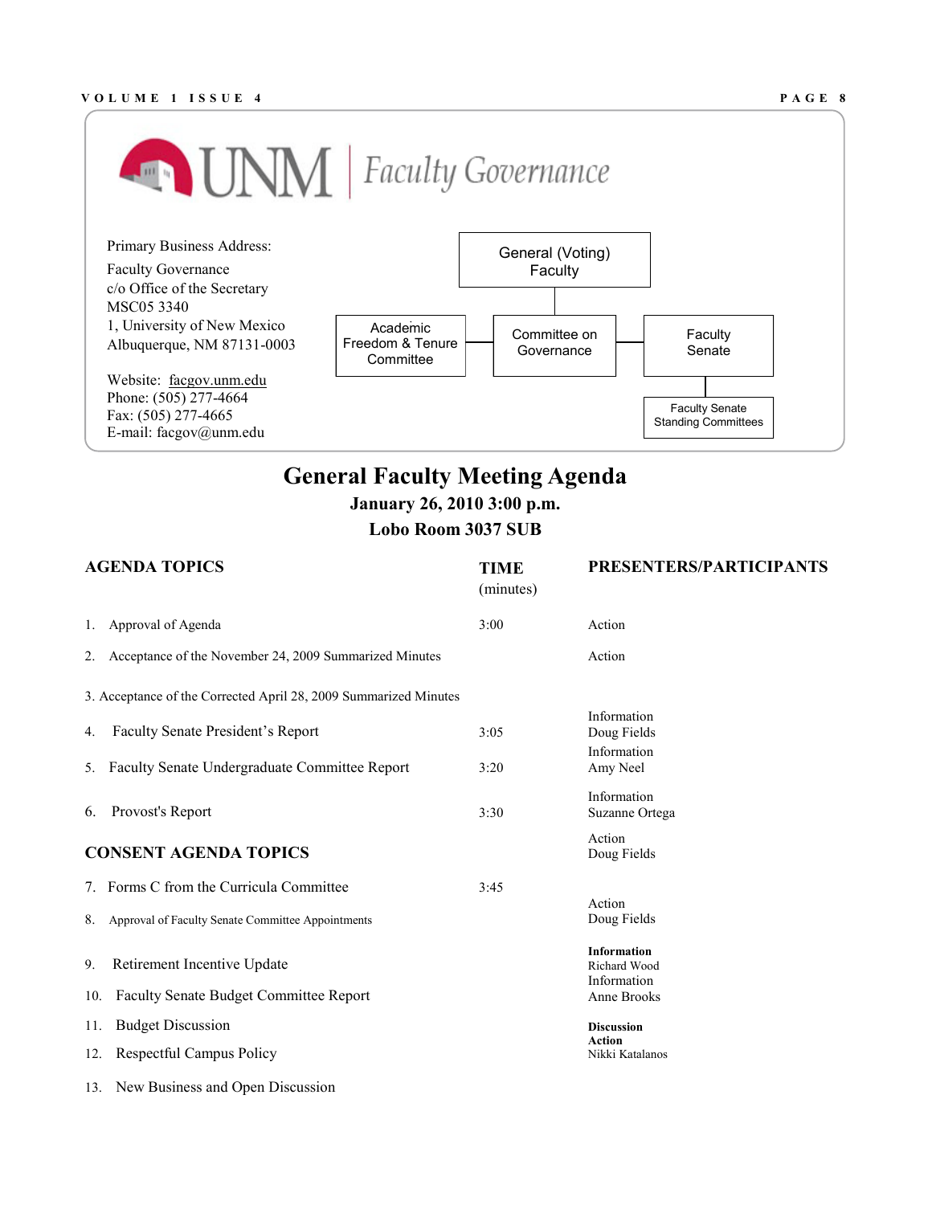UNM | Faculty Governance

Primary Business Address:

Faculty Governance
c/o Office of the Secretary
MSC05 3340
1, University of New Mexico
Albuquerque, NM 87131-0003

Website: facgov.unm.edu
Phone: (505) 277-4664
Fax: (505) 277-4665
E-mail: facgov@unm.edu

General (Voting) Faculty
Academic Freedom & Tenure Committee
Committee on Governance
Faculty Senate
Faculty Senate Standing Committees

# General Faculty Meeting Agenda

### January 26, 2010 3:00 p.m.

### Lobo Room 3037 SUB

| AGENDA TOPICS | TIME (minutes) | PRESENTERS/PARTICIPANTS |
|---|---|---|
| 1. Approval of Agenda | 3:00 | Action |
| 2. Acceptance of the November 24, 2009 Summarized Minutes | | Action |
| 3. Acceptance of the Corrected April 28, 2009 Summarized Minutes | | |
| 4. Faculty Senate President's Report | 3:05 | Information Doug Fields |
| 5. Faculty Senate Undergraduate Committee Report | 3:20 | Information Amy Neel |
| 6. Provost's Report | 3:30 | Information Suzanne Ortega |
| **CONSENT AGENDA TOPICS** | | Action Doug Fields |
| 7. Forms C from the Curricula Committee | 3:45 | |
| 8. Approval of Faculty Senate Committee Appointments | | Action Doug Fields |
| 9. Retirement Incentive Update | | **Information** Richard Wood |
| 10. Faculty Senate Budget Committee Report | | Information Anne Brooks |
| 11. Budget Discussion | | **Discussion** |
| 12. Respectful Campus Policy | | **Action** Nikki Katalanos |
| 13. New Business and Open Discussion | | |